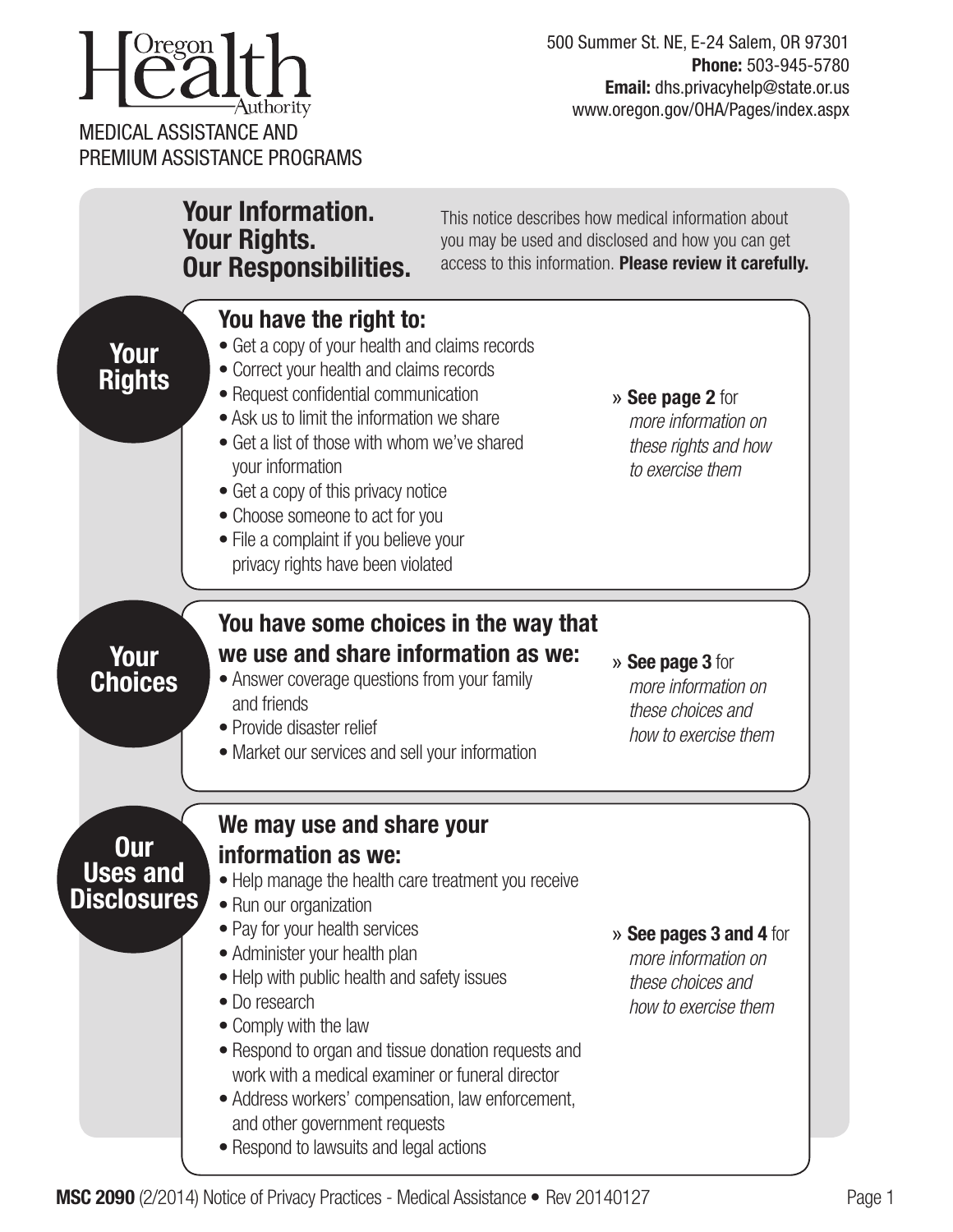Oregon Health Authority

MEDICAL ASSISTANCE AND PREMIUM ASSISTANCE PROGRAMS

500 Summer St. NE, E-24 Salem, OR 97301
**Phone:** 503-945-5780
**Email:** dhs.privacyhelp@state.or.us
www.oregon.gov/OHA/Pages/index.aspx

# Your Information. Your Rights. Our Responsibilities.

This notice describes how medical information about you may be used and disclosed and how you can get access to this information. **Please review it carefully.**

## Your Rights

### You have the right to:

- Get a copy of your health and claims records
- Correct your health and claims records
- Request confidential communication
- Ask us to limit the information we share
- Get a list of those with whom we've shared your information
- Get a copy of this privacy notice
- Choose someone to act for you
- File a complaint if you believe your privacy rights have been violated

» **See page 2** for *more information on these rights and how to exercise them*

## Your Choices

### You have some choices in the way that we use and share information as we:

- Answer coverage questions from your family and friends
- Provide disaster relief
- Market our services and sell your information

» **See page 3** for *more information on these choices and how to exercise them*

## Our Uses and Disclosures

### We may use and share your information as we:

- Help manage the health care treatment you receive
- Run our organization
- Pay for your health services
- Administer your health plan
- Help with public health and safety issues
- Do research
- Comply with the law
- Respond to organ and tissue donation requests and work with a medical examiner or funeral director
- Address workers' compensation, law enforcement, and other government requests
- Respond to lawsuits and legal actions

» **See pages 3 and 4** for *more information on these choices and how to exercise them*

**MSC 2090** (2/2014) Notice of Privacy Practices - Medical Assistance • Rev 20140127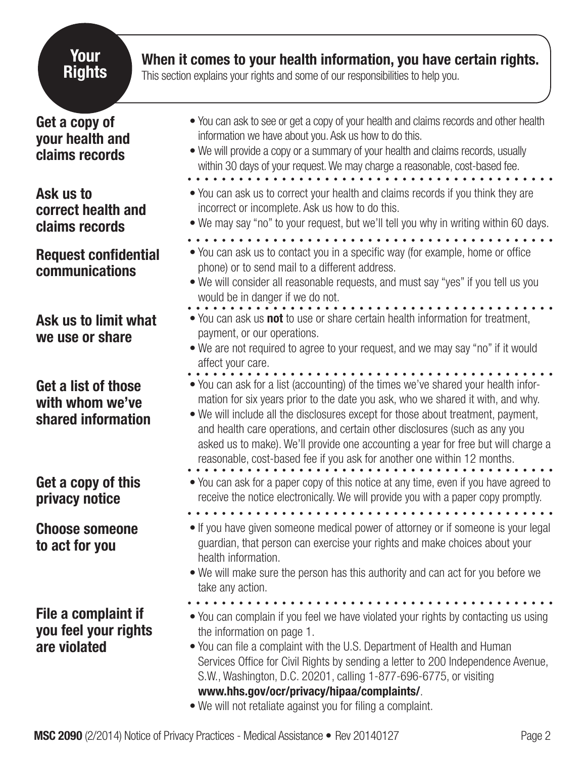# Your Rights

## When it comes to your health information, you have certain rights.

This section explains your rights and some of our responsibilities to help you.

### Get a copy of your health and claims records

- You can ask to see or get a copy of your health and claims records and other health information we have about you. Ask us how to do this.
- We will provide a copy or a summary of your health and claims records, usually within 30 days of your request. We may charge a reasonable, cost-based fee.

### Ask us to correct health and claims records

- You can ask us to correct your health and claims records if you think they are incorrect or incomplete. Ask us how to do this.
- We may say "no" to your request, but we'll tell you why in writing within 60 days.

### Request confidential communications

- You can ask us to contact you in a specific way (for example, home or office phone) or to send mail to a different address.
- We will consider all reasonable requests, and must say "yes" if you tell us you would be in danger if we do not.

### Ask us to limit what we use or share

- You can ask us **not** to use or share certain health information for treatment, payment, or our operations.
- We are not required to agree to your request, and we may say "no" if it would affect your care.

### Get a list of those with whom we've shared information

- You can ask for a list (accounting) of the times we've shared your health information for six years prior to the date you ask, who we shared it with, and why.
- We will include all the disclosures except for those about treatment, payment, and health care operations, and certain other disclosures (such as any you asked us to make). We'll provide one accounting a year for free but will charge a reasonable, cost-based fee if you ask for another one within 12 months.

### Get a copy of this privacy notice

- You can ask for a paper copy of this notice at any time, even if you have agreed to receive the notice electronically. We will provide you with a paper copy promptly.

### Choose someone to act for you

- If you have given someone medical power of attorney or if someone is your legal guardian, that person can exercise your rights and make choices about your health information.
- We will make sure the person has this authority and can act for you before we take any action.

### File a complaint if you feel your rights are violated

- You can complain if you feel we have violated your rights by contacting us using the information on page 1.
- You can file a complaint with the U.S. Department of Health and Human Services Office for Civil Rights by sending a letter to 200 Independence Avenue, S.W., Washington, D.C. 20201, calling 1-877-696-6775, or visiting **www.hhs.gov/ocr/privacy/hipaa/complaints/**.
- We will not retaliate against you for filing a complaint.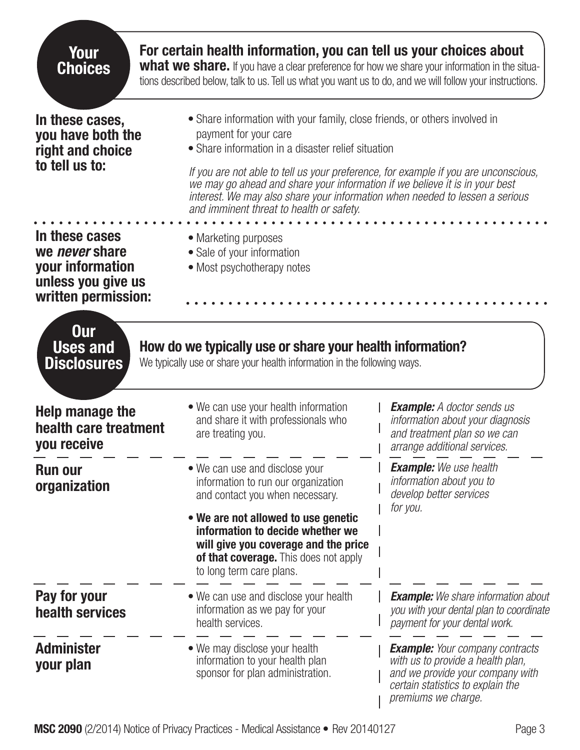## Your Choices

**For certain health information, you can tell us your choices about what we share.** If you have a clear preference for how we share your information in the situations described below, talk to us. Tell us what you want us to do, and we will follow your instructions.

**In these cases, you have both the right and choice to tell us to:**

- Share information with your family, close friends, or others involved in payment for your care
- Share information in a disaster relief situation

*If you are not able to tell us your preference, for example if you are unconscious, we may go ahead and share your information if we believe it is in your best interest. We may also share your information when needed to lessen a serious and imminent threat to health or safety.*

**In these cases we *never* share your information unless you give us written permission:**

- Marketing purposes
- Sale of your information
- Most psychotherapy notes

## Our Uses and Disclosures

**How do we typically use or share your health information?**
We typically use or share your health information in the following ways.

| | | |
|---|---|---|
| **Help manage the health care treatment you receive** | • We can use your health information and share it with professionals who are treating you. | ***Example:*** *A doctor sends us information about your diagnosis and treatment plan so we can arrange additional services.* |
| **Run our organization** | • We can use and disclose your information to run our organization and contact you when necessary.<br>• **We are not allowed to use genetic information to decide whether we will give you coverage and the price of that coverage.** This does not apply to long term care plans. | ***Example:*** *We use health information about you to develop better services for you.* |
| **Pay for your health services** | • We can use and disclose your health information as we pay for your health services. | ***Example:*** *We share information about you with your dental plan to coordinate payment for your dental work.* |
| **Administer your plan** | • We may disclose your health information to your health plan sponsor for plan administration. | ***Example:*** *Your company contracts with us to provide a health plan, and we provide your company with certain statistics to explain the premiums we charge.* |

**MSC 2090** (2/2014) Notice of Privacy Practices - Medical Assistance • Rev 20140127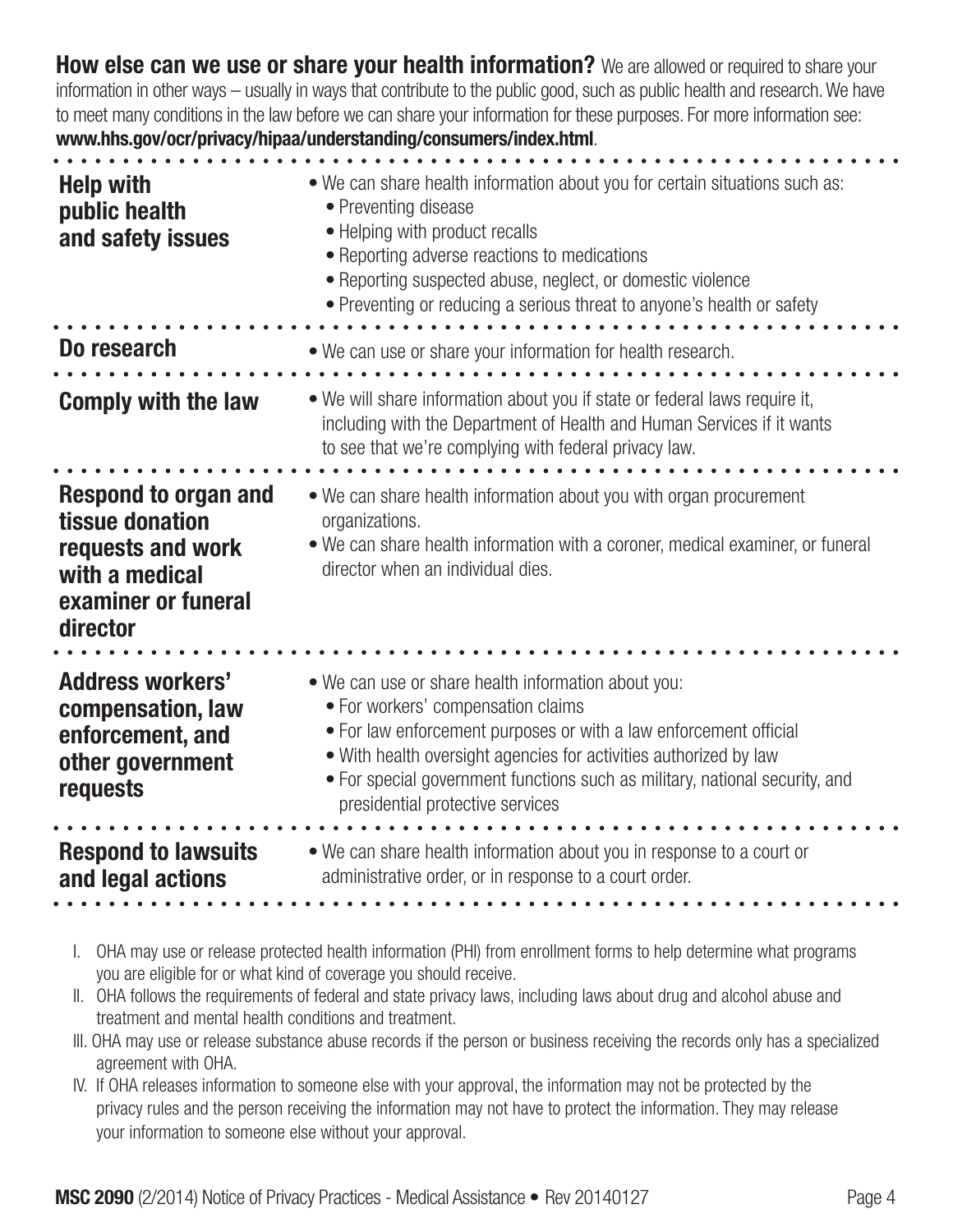**How else can we use or share your health information?** We are allowed or required to share your information in other ways – usually in ways that contribute to the public good, such as public health and research. We have to meet many conditions in the law before we can share your information for these purposes. For more information see: **www.hhs.gov/ocr/privacy/hipaa/understanding/consumers/index.html**.

| | |
|---|---|
| **Help with public health and safety issues** | • We can share health information about you for certain situations such as:<br>• Preventing disease<br>• Helping with product recalls<br>• Reporting adverse reactions to medications<br>• Reporting suspected abuse, neglect, or domestic violence<br>• Preventing or reducing a serious threat to anyone's health or safety |
| **Do research** | • We can use or share your information for health research. |
| **Comply with the law** | • We will share information about you if state or federal laws require it, including with the Department of Health and Human Services if it wants to see that we're complying with federal privacy law. |
| **Respond to organ and tissue donation requests and work with a medical examiner or funeral director** | • We can share health information about you with organ procurement organizations.<br>• We can share health information with a coroner, medical examiner, or funeral director when an individual dies. |
| **Address workers' compensation, law enforcement, and other government requests** | • We can use or share health information about you:<br>• For workers' compensation claims<br>• For law enforcement purposes or with a law enforcement official<br>• With health oversight agencies for activities authorized by law<br>• For special government functions such as military, national security, and presidential protective services |
| **Respond to lawsuits and legal actions** | • We can share health information about you in response to a court or administrative order, or in response to a court order. |

I. OHA may use or release protected health information (PHI) from enrollment forms to help determine what programs you are eligible for or what kind of coverage you should receive.

II. OHA follows the requirements of federal and state privacy laws, including laws about drug and alcohol abuse and treatment and mental health conditions and treatment.

III. OHA may use or release substance abuse records if the person or business receiving the records only has a specialized agreement with OHA.

IV. If OHA releases information to someone else with your approval, the information may not be protected by the privacy rules and the person receiving the information may not have to protect the information. They may release your information to someone else without your approval.

**MSC 2090** (2/2014) Notice of Privacy Practices - Medical Assistance • Rev 20140127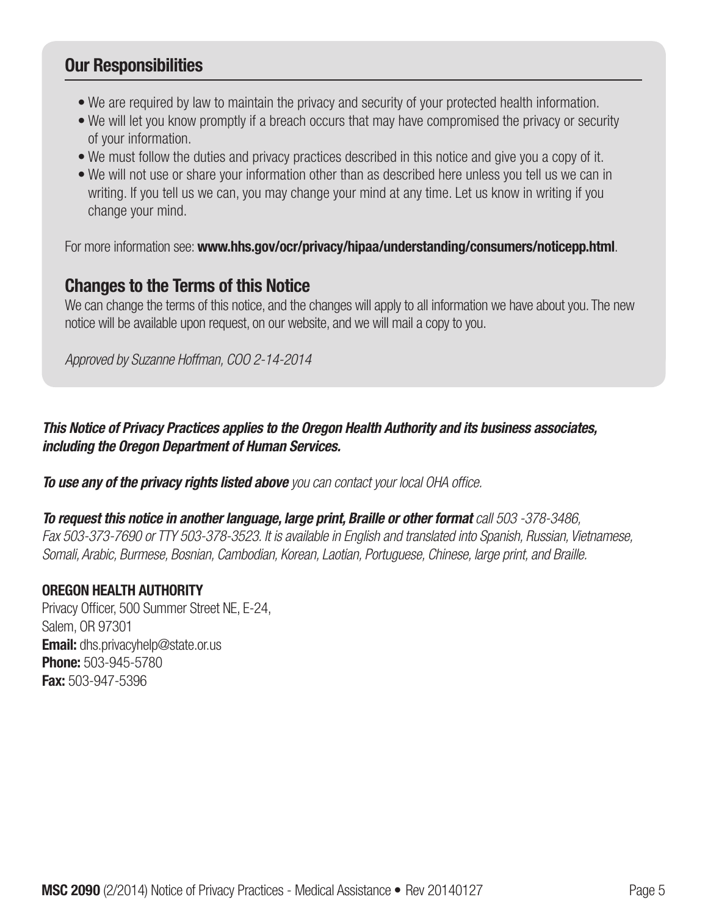## Our Responsibilities

- We are required by law to maintain the privacy and security of your protected health information.
- We will let you know promptly if a breach occurs that may have compromised the privacy or security of your information.
- We must follow the duties and privacy practices described in this notice and give you a copy of it.
- We will not use or share your information other than as described here unless you tell us we can in writing. If you tell us we can, you may change your mind at any time. Let us know in writing if you change your mind.

For more information see: **www.hhs.gov/ocr/privacy/hipaa/understanding/consumers/noticepp.html**.

## Changes to the Terms of this Notice

We can change the terms of this notice, and the changes will apply to all information we have about you. The new notice will be available upon request, on our website, and we will mail a copy to you.

*Approved by Suzanne Hoffman, COO 2-14-2014*

***This Notice of Privacy Practices applies to the Oregon Health Authority and its business associates, including the Oregon Department of Human Services.***

***To use any of the privacy rights listed above*** *you can contact your local OHA office.*

***To request this notice in another language, large print, Braille or other format*** *call 503 -378-3486, Fax 503-373-7690 or TTY 503-378-3523. It is available in English and translated into Spanish, Russian, Vietnamese, Somali, Arabic, Burmese, Bosnian, Cambodian, Korean, Laotian, Portuguese, Chinese, large print, and Braille.*

**OREGON HEALTH AUTHORITY**
Privacy Officer, 500 Summer Street NE, E-24,
Salem, OR 97301
**Email:** dhs.privacyhelp@state.or.us
**Phone:** 503-945-5780
**Fax:** 503-947-5396

**MSC 2090** (2/2014) Notice of Privacy Practices - Medical Assistance • Rev 20140127